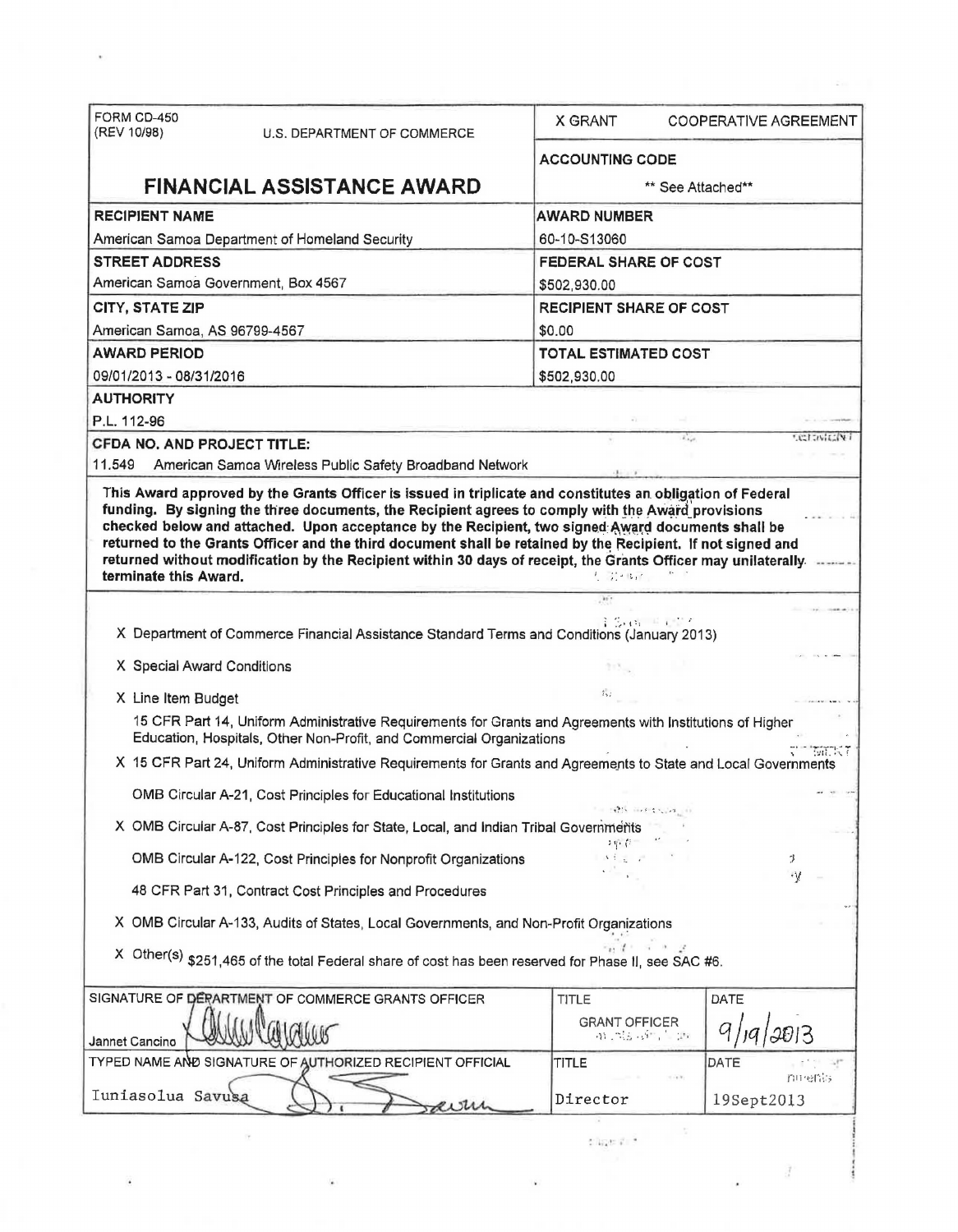| FORM CD-450 (REV 10/98) U.S. DEPARTMENT OF COMMERCE | X GRANT COOPERATIVE AGREEMENT |
|---|---|
| | **ACCOUNTING CODE** |
| **FINANCIAL ASSISTANCE AWARD** | ** See Attached** |
| **RECIPIENT NAME** | **AWARD NUMBER** |
| American Samoa Department of Homeland Security | 60-10-S13060 |
| **STREET ADDRESS** | **FEDERAL SHARE OF COST** |
| American Samoa Government, Box 4567 | $502,930.00 |
| **CITY, STATE ZIP** | **RECIPIENT SHARE OF COST** |
| American Samoa, AS 96799-4567 | $0.00 |
| **AWARD PERIOD** | **TOTAL ESTIMATED COST** |
| 09/01/2013 - 08/31/2016 | $502,930.00 |

**AUTHORITY**

P.L. 112-96

**CFDA NO. AND PROJECT TITLE:**

11.549 American Samoa Wireless Public Safety Broadband Network

**This Award approved by the Grants Officer is issued in triplicate and constitutes an obligation of Federal funding. By signing the three documents, the Recipient agrees to comply with the Award provisions checked below and attached. Upon acceptance by the Recipient, two signed Award documents shall be returned to the Grants Officer and the third document shall be retained by the Recipient. If not signed and returned without modification by the Recipient within 30 days of receipt, the Grants Officer may unilaterally terminate this Award.**

X Department of Commerce Financial Assistance Standard Terms and Conditions (January 2013)

X Special Award Conditions

X Line Item Budget

15 CFR Part 14, Uniform Administrative Requirements for Grants and Agreements with Institutions of Higher Education, Hospitals, Other Non-Profit, and Commercial Organizations

X 15 CFR Part 24, Uniform Administrative Requirements for Grants and Agreements to State and Local Governments

OMB Circular A-21, Cost Principles for Educational Institutions

X OMB Circular A-87, Cost Principles for State, Local, and Indian Tribal Governments

OMB Circular A-122, Cost Principles for Nonprofit Organizations

48 CFR Part 31, Contract Cost Principles and Procedures

X OMB Circular A-133, Audits of States, Local Governments, and Non-Profit Organizations

X Other(s) $251,465 of the total Federal share of cost has been reserved for Phase II, see SAC #6.

| SIGNATURE OF DEPARTMENT OF COMMERCE GRANTS OFFICER | TITLE | DATE |
|---|---|---|
| Jannet Cancino | GRANT OFFICER | 9/19/2013 |
| **TYPED NAME AND SIGNATURE OF AUTHORIZED RECIPIENT OFFICIAL** | **TITLE** | **DATE** |
| Iuniasolua Savusa | Director | 19Sept2013 |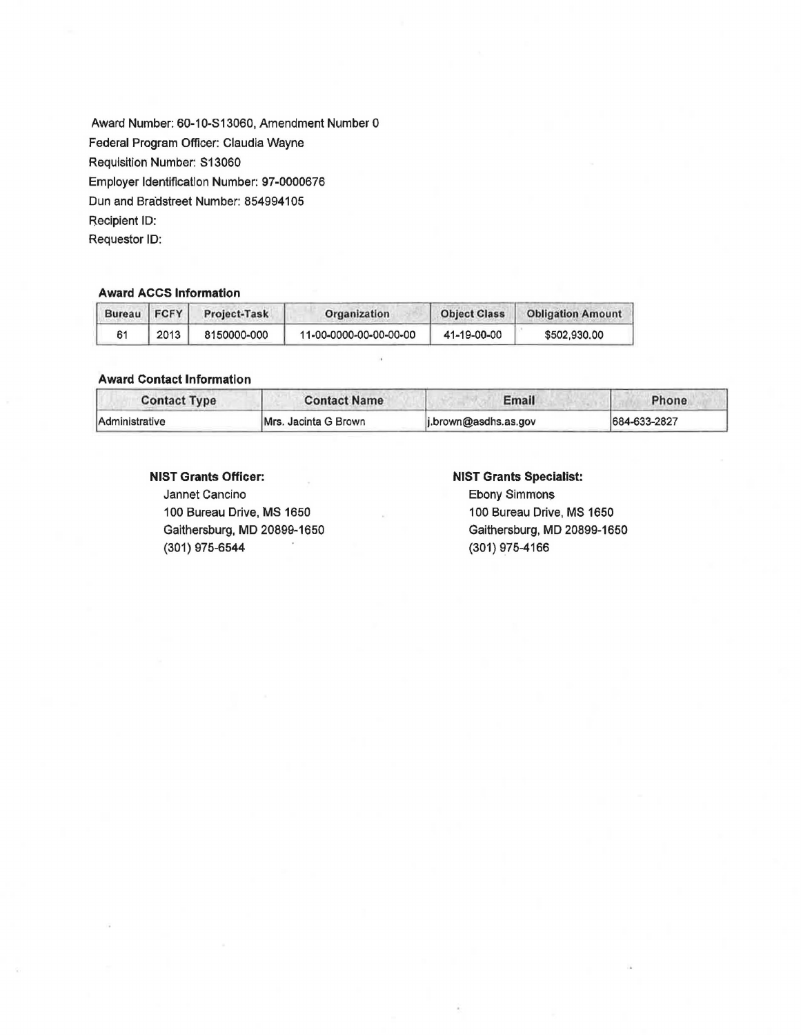Award Number: 60-10-S13060, Amendment Number 0
Federal Program Officer: Claudia Wayne
Requisition Number: S13060
Employer Identification Number: 97-0000676
Dun and Bradstreet Number: 854994105
Recipient ID:
Requestor ID:

**Award ACCS Information**

| Bureau | FCFY | Project-Task | Organization | Object Class | Obligation Amount |
|---|---|---|---|---|---|
| 61 | 2013 | 8150000-000 | 11-00-0000-00-00-00-00 | 41-19-00-00 | $502,930.00 |

**Award Contact Information**

| Contact Type | Contact Name | Email | Phone |
|---|---|---|---|
| Administrative | Mrs. Jacinta G Brown | j.brown@asdhs.as.gov | 684-633-2827 |

**NIST Grants Officer:**
Jannet Cancino
100 Bureau Drive, MS 1650
Gaithersburg, MD 20899-1650
(301) 975-6544

**NIST Grants Specialist:**
Ebony Simmons
100 Bureau Drive, MS 1650
Gaithersburg, MD 20899-1650
(301) 975-4166